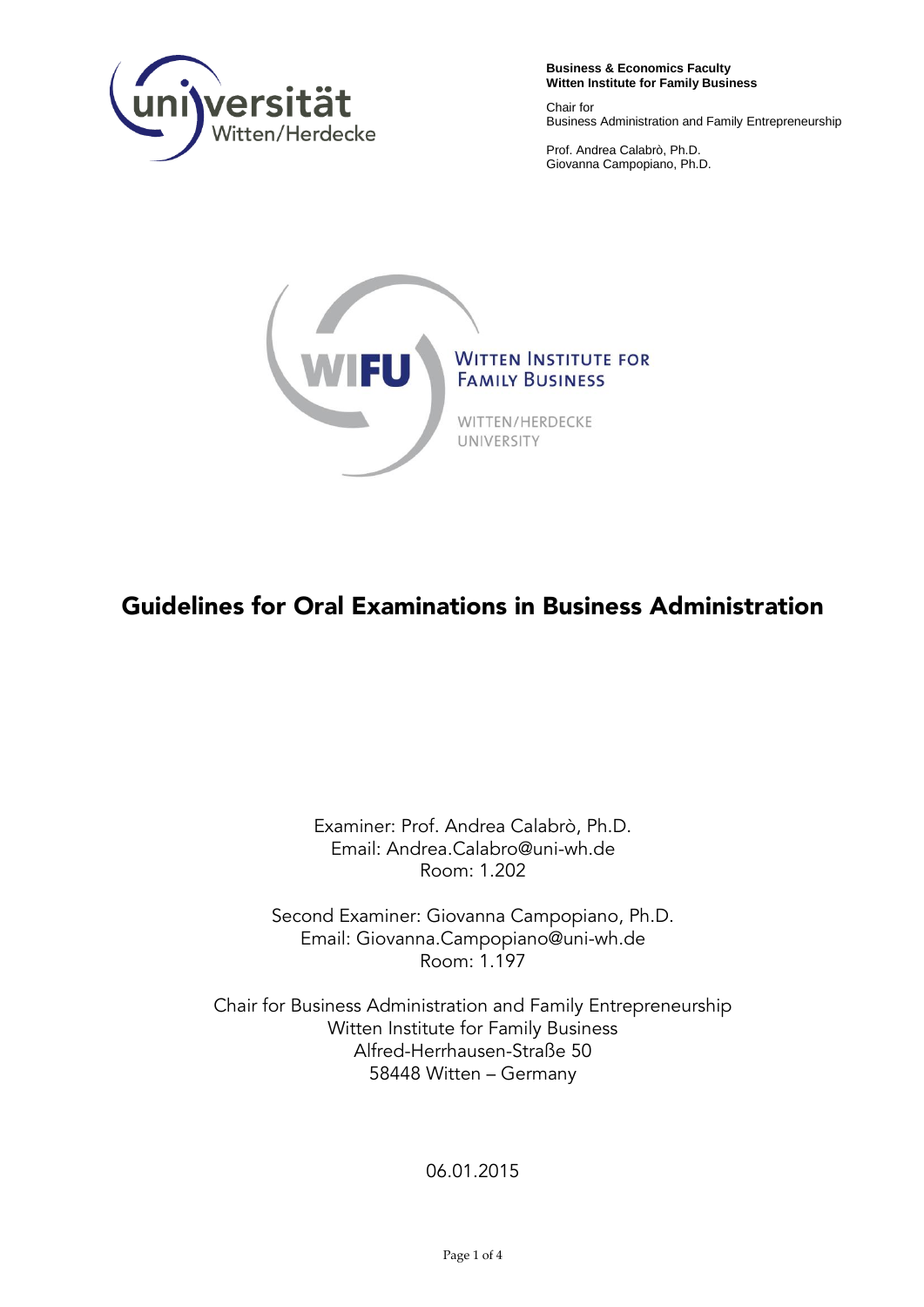**Business & Economics Faculty**
**Witten Institute for Family Business**

Chair for
Business Administration and Family Entrepreneurship

Prof. Andrea Calabrò, Ph.D.
Giovanna Campopiano, Ph.D.

WITTEN INSTITUTE FOR FAMILY BUSINESS
WITTEN/HERDECKE UNIVERSITY

# Guidelines for Oral Examinations in Business Administration

Examiner: Prof. Andrea Calabrò, Ph.D.
Email: Andrea.Calabro@uni-wh.de
Room: 1.202

Second Examiner: Giovanna Campopiano, Ph.D.
Email: Giovanna.Campopiano@uni-wh.de
Room: 1.197

Chair for Business Administration and Family Entrepreneurship
Witten Institute for Family Business
Alfred-Herrhausen-Straße 50
58448 Witten – Germany

06.01.2015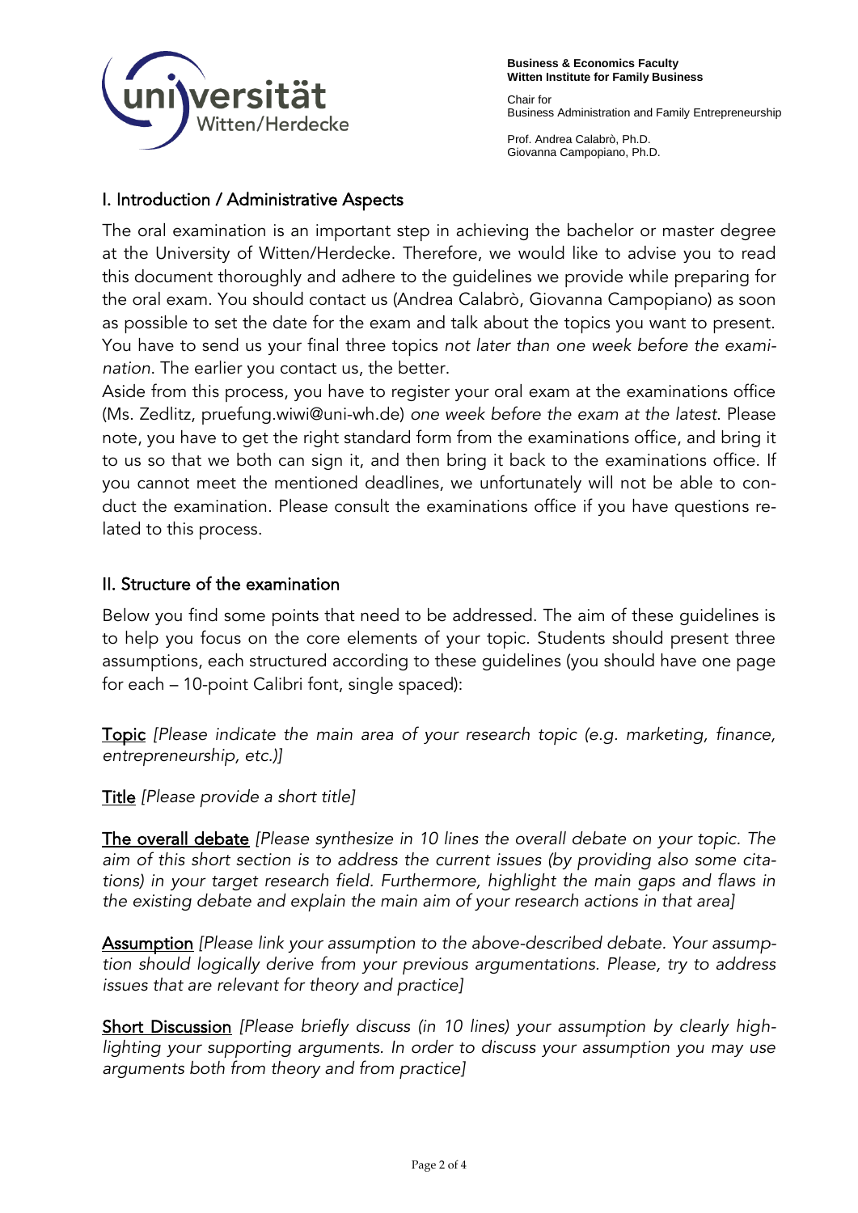## I. Introduction / Administrative Aspects

The oral examination is an important step in achieving the bachelor or master degree at the University of Witten/Herdecke. Therefore, we would like to advise you to read this document thoroughly and adhere to the guidelines we provide while preparing for the oral exam. You should contact us (Andrea Calabrò, Giovanna Campopiano) as soon as possible to set the date for the exam and talk about the topics you want to present. You have to send us your final three topics *not later than one week before the examination*. The earlier you contact us, the better.

Aside from this process, you have to register your oral exam at the examinations office (Ms. Zedlitz, pruefung.wiwi@uni-wh.de) *one week before the exam at the latest*. Please note, you have to get the right standard form from the examinations office, and bring it to us so that we both can sign it, and then bring it back to the examinations office. If you cannot meet the mentioned deadlines, we unfortunately will not be able to conduct the examination. Please consult the examinations office if you have questions related to this process.

## II. Structure of the examination

Below you find some points that need to be addressed. The aim of these guidelines is to help you focus on the core elements of your topic. Students should present three assumptions, each structured according to these guidelines (you should have one page for each – 10-point Calibri font, single spaced):

<u>Topic</u> *[Please indicate the main area of your research topic (e.g. marketing, finance, entrepreneurship, etc.)]*

<u>Title</u> *[Please provide a short title]*

<u>The overall debate</u> *[Please synthesize in 10 lines the overall debate on your topic. The aim of this short section is to address the current issues (by providing also some citations) in your target research field. Furthermore, highlight the main gaps and flaws in the existing debate and explain the main aim of your research actions in that area]*

<u>Assumption</u> *[Please link your assumption to the above-described debate. Your assumption should logically derive from your previous argumentations. Please, try to address issues that are relevant for theory and practice]*

<u>Short Discussion</u> *[Please briefly discuss (in 10 lines) your assumption by clearly highlighting your supporting arguments. In order to discuss your assumption you may use arguments both from theory and from practice]*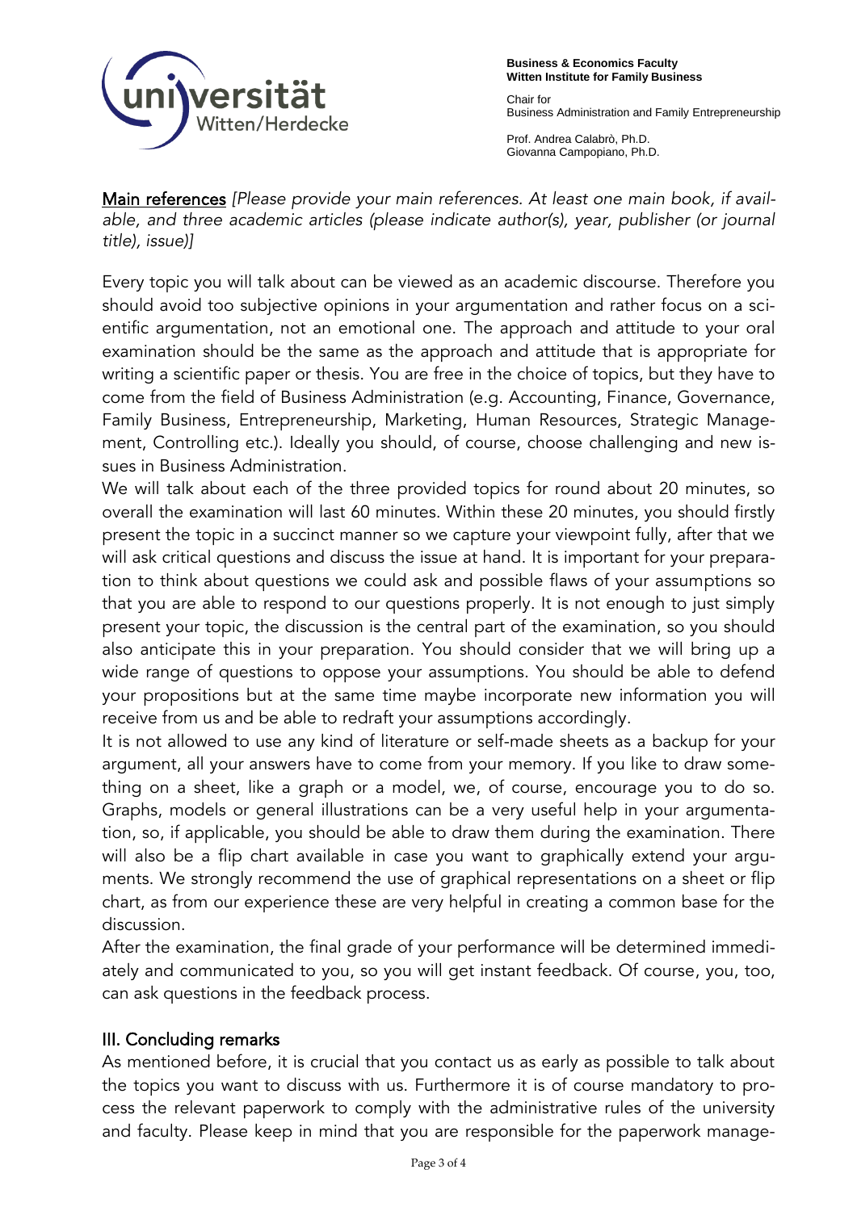<u>Main references</u> *[Please provide your main references. At least one main book, if available, and three academic articles (please indicate author(s), year, publisher (or journal title), issue)]*

Every topic you will talk about can be viewed as an academic discourse. Therefore you should avoid too subjective opinions in your argumentation and rather focus on a scientific argumentation, not an emotional one. The approach and attitude to your oral examination should be the same as the approach and attitude that is appropriate for writing a scientific paper or thesis. You are free in the choice of topics, but they have to come from the field of Business Administration (e.g. Accounting, Finance, Governance, Family Business, Entrepreneurship, Marketing, Human Resources, Strategic Management, Controlling etc.). Ideally you should, of course, choose challenging and new issues in Business Administration.

We will talk about each of the three provided topics for round about 20 minutes, so overall the examination will last 60 minutes. Within these 20 minutes, you should firstly present the topic in a succinct manner so we capture your viewpoint fully, after that we will ask critical questions and discuss the issue at hand. It is important for your preparation to think about questions we could ask and possible flaws of your assumptions so that you are able to respond to our questions properly. It is not enough to just simply present your topic, the discussion is the central part of the examination, so you should also anticipate this in your preparation. You should consider that we will bring up a wide range of questions to oppose your assumptions. You should be able to defend your propositions but at the same time maybe incorporate new information you will receive from us and be able to redraft your assumptions accordingly.

It is not allowed to use any kind of literature or self-made sheets as a backup for your argument, all your answers have to come from your memory. If you like to draw something on a sheet, like a graph or a model, we, of course, encourage you to do so. Graphs, models or general illustrations can be a very useful help in your argumentation, so, if applicable, you should be able to draw them during the examination. There will also be a flip chart available in case you want to graphically extend your arguments. We strongly recommend the use of graphical representations on a sheet or flip chart, as from our experience these are very helpful in creating a common base for the discussion.

After the examination, the final grade of your performance will be determined immediately and communicated to you, so you will get instant feedback. Of course, you, too, can ask questions in the feedback process.

## III. Concluding remarks

As mentioned before, it is crucial that you contact us as early as possible to talk about the topics you want to discuss with us. Furthermore it is of course mandatory to process the relevant paperwork to comply with the administrative rules of the university and faculty. Please keep in mind that you are responsible for the paperwork manage-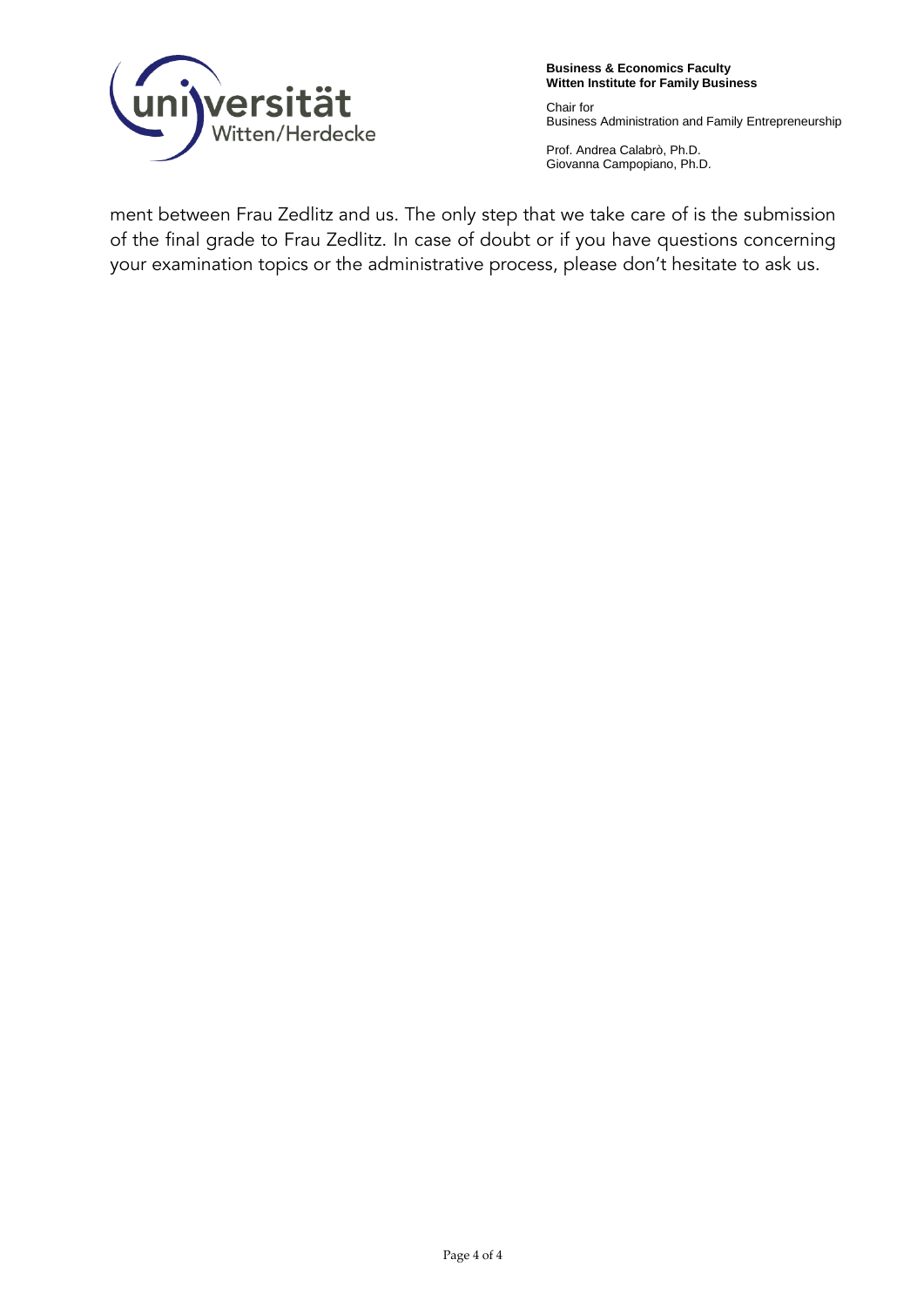ment between Frau Zedlitz and us. The only step that we take care of is the submission of the final grade to Frau Zedlitz. In case of doubt or if you have questions concerning your examination topics or the administrative process, please don't hesitate to ask us.